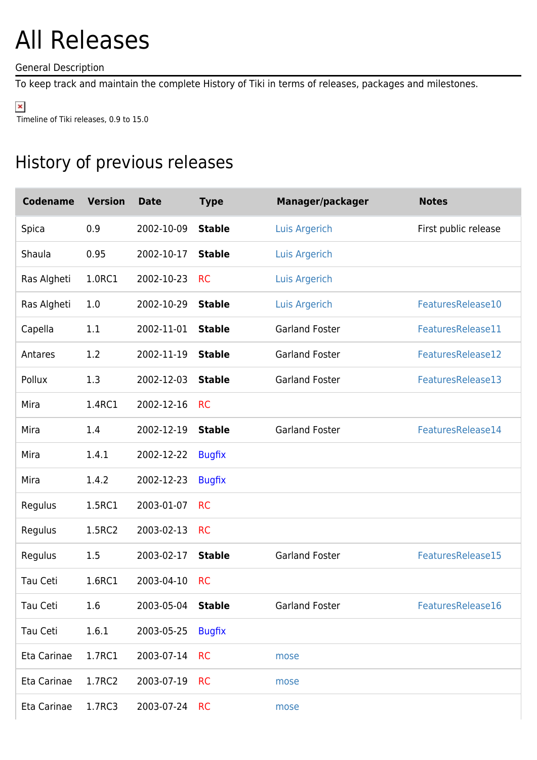# All Releases

General Description

To keep track and maintain the complete History of Tiki in terms of releases, packages and milestones.

Timeline of Tiki releases, 0.9 to 15.0

## History of previous releases

| Codename | Version | Date | Type | Manager/packager | Notes |
|---|---|---|---|---|---|
| Spica | 0.9 | 2002-10-09 | **Stable** | Luis Argerich | First public release |
| Shaula | 0.95 | 2002-10-17 | **Stable** | Luis Argerich | |
| Ras Algheti | 1.0RC1 | 2002-10-23 | RC | Luis Argerich | |
| Ras Algheti | 1.0 | 2002-10-29 | **Stable** | Luis Argerich | FeaturesRelease10 |
| Capella | 1.1 | 2002-11-01 | **Stable** | Garland Foster | FeaturesRelease11 |
| Antares | 1.2 | 2002-11-19 | **Stable** | Garland Foster | FeaturesRelease12 |
| Pollux | 1.3 | 2002-12-03 | **Stable** | Garland Foster | FeaturesRelease13 |
| Mira | 1.4RC1 | 2002-12-16 | RC | | |
| Mira | 1.4 | 2002-12-19 | **Stable** | Garland Foster | FeaturesRelease14 |
| Mira | 1.4.1 | 2002-12-22 | Bugfix | | |
| Mira | 1.4.2 | 2002-12-23 | Bugfix | | |
| Regulus | 1.5RC1 | 2003-01-07 | RC | | |
| Regulus | 1.5RC2 | 2003-02-13 | RC | | |
| Regulus | 1.5 | 2003-02-17 | **Stable** | Garland Foster | FeaturesRelease15 |
| Tau Ceti | 1.6RC1 | 2003-04-10 | RC | | |
| Tau Ceti | 1.6 | 2003-05-04 | **Stable** | Garland Foster | FeaturesRelease16 |
| Tau Ceti | 1.6.1 | 2003-05-25 | Bugfix | | |
| Eta Carinae | 1.7RC1 | 2003-07-14 | RC | mose | |
| Eta Carinae | 1.7RC2 | 2003-07-19 | RC | mose | |
| Eta Carinae | 1.7RC3 | 2003-07-24 | RC | mose | |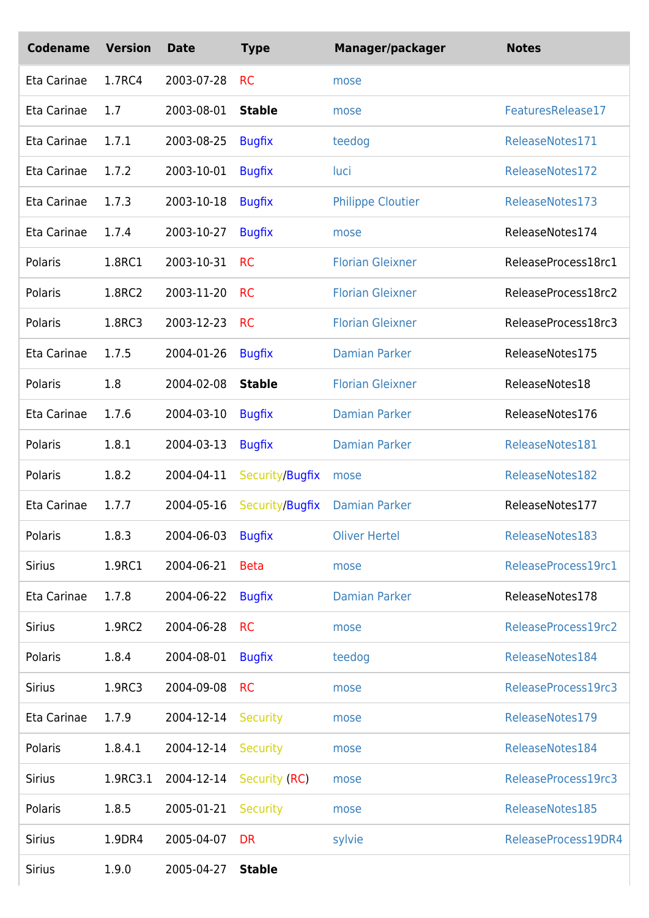| Codename | Version | Date | Type | Manager/packager | Notes |
|---|---|---|---|---|---|
| Eta Carinae | 1.7RC4 | 2003-07-28 | RC | mose | |
| Eta Carinae | 1.7 | 2003-08-01 | **Stable** | mose | FeaturesRelease17 |
| Eta Carinae | 1.7.1 | 2003-08-25 | Bugfix | teedog | ReleaseNotes171 |
| Eta Carinae | 1.7.2 | 2003-10-01 | Bugfix | luci | ReleaseNotes172 |
| Eta Carinae | 1.7.3 | 2003-10-18 | Bugfix | Philippe Cloutier | ReleaseNotes173 |
| Eta Carinae | 1.7.4 | 2003-10-27 | Bugfix | mose | ReleaseNotes174 |
| Polaris | 1.8RC1 | 2003-10-31 | RC | Florian Gleixner | ReleaseProcess18rc1 |
| Polaris | 1.8RC2 | 2003-11-20 | RC | Florian Gleixner | ReleaseProcess18rc2 |
| Polaris | 1.8RC3 | 2003-12-23 | RC | Florian Gleixner | ReleaseProcess18rc3 |
| Eta Carinae | 1.7.5 | 2004-01-26 | Bugfix | Damian Parker | ReleaseNotes175 |
| Polaris | 1.8 | 2004-02-08 | **Stable** | Florian Gleixner | ReleaseNotes18 |
| Eta Carinae | 1.7.6 | 2004-03-10 | Bugfix | Damian Parker | ReleaseNotes176 |
| Polaris | 1.8.1 | 2004-03-13 | Bugfix | Damian Parker | ReleaseNotes181 |
| Polaris | 1.8.2 | 2004-04-11 | Security/Bugfix | mose | ReleaseNotes182 |
| Eta Carinae | 1.7.7 | 2004-05-16 | Security/Bugfix | Damian Parker | ReleaseNotes177 |
| Polaris | 1.8.3 | 2004-06-03 | Bugfix | Oliver Hertel | ReleaseNotes183 |
| Sirius | 1.9RC1 | 2004-06-21 | Beta | mose | ReleaseProcess19rc1 |
| Eta Carinae | 1.7.8 | 2004-06-22 | Bugfix | Damian Parker | ReleaseNotes178 |
| Sirius | 1.9RC2 | 2004-06-28 | RC | mose | ReleaseProcess19rc2 |
| Polaris | 1.8.4 | 2004-08-01 | Bugfix | teedog | ReleaseNotes184 |
| Sirius | 1.9RC3 | 2004-09-08 | RC | mose | ReleaseProcess19rc3 |
| Eta Carinae | 1.7.9 | 2004-12-14 | Security | mose | ReleaseNotes179 |
| Polaris | 1.8.4.1 | 2004-12-14 | Security | mose | ReleaseNotes184 |
| Sirius | 1.9RC3.1 | 2004-12-14 | Security (RC) | mose | ReleaseProcess19rc3 |
| Polaris | 1.8.5 | 2005-01-21 | Security | mose | ReleaseNotes185 |
| Sirius | 1.9DR4 | 2005-04-07 | DR | sylvie | ReleaseProcess19DR4 |
| Sirius | 1.9.0 | 2005-04-27 | **Stable** | | |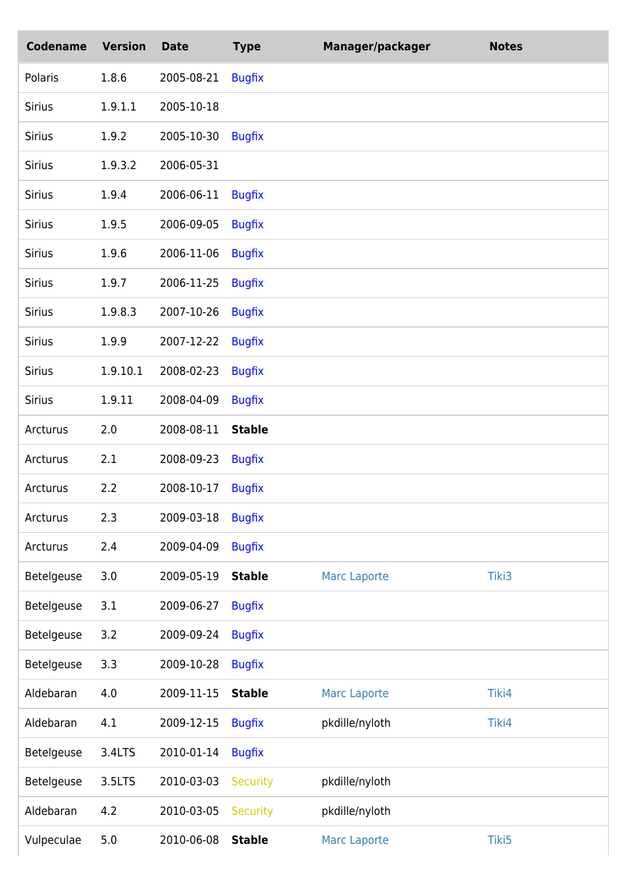| Codename | Version | Date | Type | Manager/packager | Notes |
|---|---|---|---|---|---|
| Polaris | 1.8.6 | 2005-08-21 | Bugfix | | |
| Sirius | 1.9.1.1 | 2005-10-18 | | | |
| Sirius | 1.9.2 | 2005-10-30 | Bugfix | | |
| Sirius | 1.9.3.2 | 2006-05-31 | | | |
| Sirius | 1.9.4 | 2006-06-11 | Bugfix | | |
| Sirius | 1.9.5 | 2006-09-05 | Bugfix | | |
| Sirius | 1.9.6 | 2006-11-06 | Bugfix | | |
| Sirius | 1.9.7 | 2006-11-25 | Bugfix | | |
| Sirius | 1.9.8.3 | 2007-10-26 | Bugfix | | |
| Sirius | 1.9.9 | 2007-12-22 | Bugfix | | |
| Sirius | 1.9.10.1 | 2008-02-23 | Bugfix | | |
| Sirius | 1.9.11 | 2008-04-09 | Bugfix | | |
| Arcturus | 2.0 | 2008-08-11 | **Stable** | | |
| Arcturus | 2.1 | 2008-09-23 | Bugfix | | |
| Arcturus | 2.2 | 2008-10-17 | Bugfix | | |
| Arcturus | 2.3 | 2009-03-18 | Bugfix | | |
| Arcturus | 2.4 | 2009-04-09 | Bugfix | | |
| Betelgeuse | 3.0 | 2009-05-19 | **Stable** | Marc Laporte | Tiki3 |
| Betelgeuse | 3.1 | 2009-06-27 | Bugfix | | |
| Betelgeuse | 3.2 | 2009-09-24 | Bugfix | | |
| Betelgeuse | 3.3 | 2009-10-28 | Bugfix | | |
| Aldebaran | 4.0 | 2009-11-15 | **Stable** | Marc Laporte | Tiki4 |
| Aldebaran | 4.1 | 2009-12-15 | Bugfix | pkdille/nyloth | Tiki4 |
| Betelgeuse | 3.4LTS | 2010-01-14 | Bugfix | | |
| Betelgeuse | 3.5LTS | 2010-03-03 | Security | pkdille/nyloth | |
| Aldebaran | 4.2 | 2010-03-05 | Security | pkdille/nyloth | |
| Vulpeculae | 5.0 | 2010-06-08 | **Stable** | Marc Laporte | Tiki5 |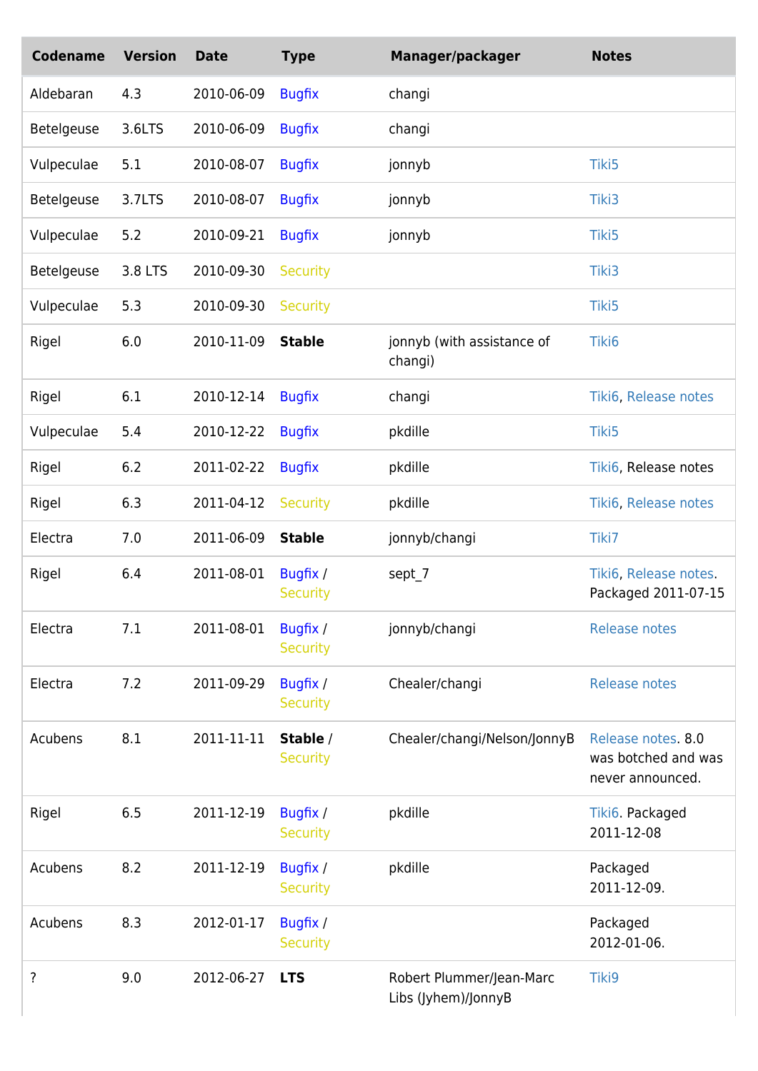| Codename | Version | Date | Type | Manager/packager | Notes |
|---|---|---|---|---|---|
| Aldebaran | 4.3 | 2010-06-09 | Bugfix | changi | |
| Betelgeuse | 3.6LTS | 2010-06-09 | Bugfix | changi | |
| Vulpeculae | 5.1 | 2010-08-07 | Bugfix | jonnyb | Tiki5 |
| Betelgeuse | 3.7LTS | 2010-08-07 | Bugfix | jonnyb | Tiki3 |
| Vulpeculae | 5.2 | 2010-09-21 | Bugfix | jonnyb | Tiki5 |
| Betelgeuse | 3.8 LTS | 2010-09-30 | Security | | Tiki3 |
| Vulpeculae | 5.3 | 2010-09-30 | Security | | Tiki5 |
| Rigel | 6.0 | 2010-11-09 | **Stable** | jonnyb (with assistance of changi) | Tiki6 |
| Rigel | 6.1 | 2010-12-14 | Bugfix | changi | Tiki6, Release notes |
| Vulpeculae | 5.4 | 2010-12-22 | Bugfix | pkdille | Tiki5 |
| Rigel | 6.2 | 2011-02-22 | Bugfix | pkdille | Tiki6, Release notes |
| Rigel | 6.3 | 2011-04-12 | Security | pkdille | Tiki6, Release notes |
| Electra | 7.0 | 2011-06-09 | **Stable** | jonnyb/changi | Tiki7 |
| Rigel | 6.4 | 2011-08-01 | Bugfix / Security | sept_7 | Tiki6, Release notes. Packaged 2011-07-15 |
| Electra | 7.1 | 2011-08-01 | Bugfix / Security | jonnyb/changi | Release notes |
| Electra | 7.2 | 2011-09-29 | Bugfix / Security | Chealer/changi | Release notes |
| Acubens | 8.1 | 2011-11-11 | **Stable** / Security | Chealer/changi/Nelson/JonnyB | Release notes. 8.0 was botched and was never announced. |
| Rigel | 6.5 | 2011-12-19 | Bugfix / Security | pkdille | Tiki6. Packaged 2011-12-08 |
| Acubens | 8.2 | 2011-12-19 | Bugfix / Security | pkdille | Packaged 2011-12-09. |
| Acubens | 8.3 | 2012-01-17 | Bugfix / Security | | Packaged 2012-01-06. |
| ? | 9.0 | 2012-06-27 | **LTS** | Robert Plummer/Jean-Marc Libs (Jyhem)/JonnyB | Tiki9 |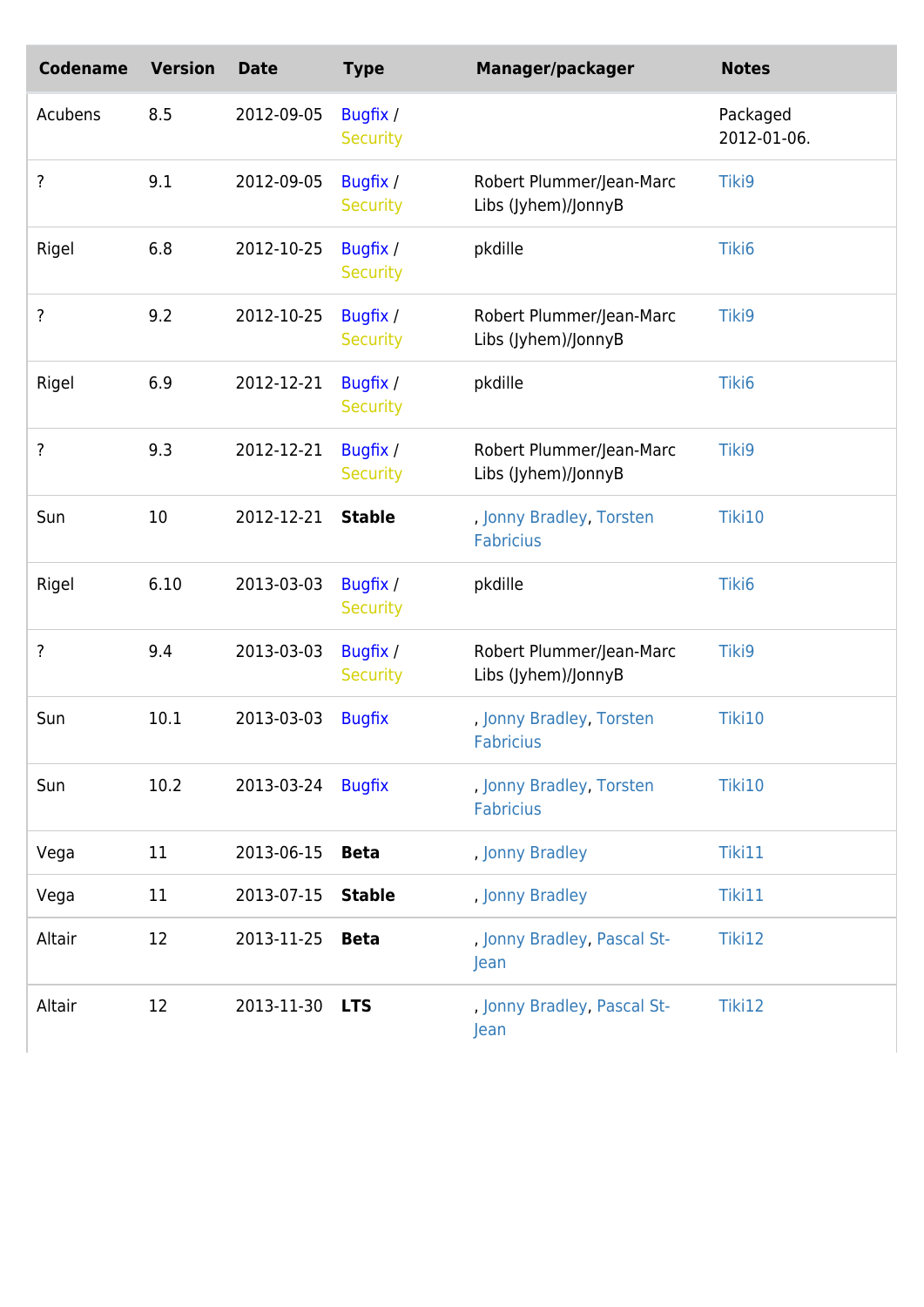| Codename | Version | Date | Type | Manager/packager | Notes |
|---|---|---|---|---|---|
| Acubens | 8.5 | 2012-09-05 | Bugfix / Security | | Packaged 2012-01-06. |
| ? | 9.1 | 2012-09-05 | Bugfix / Security | Robert Plummer/Jean-Marc Libs (Jyhem)/JonnyB | Tiki9 |
| Rigel | 6.8 | 2012-10-25 | Bugfix / Security | pkdille | Tiki6 |
| ? | 9.2 | 2012-10-25 | Bugfix / Security | Robert Plummer/Jean-Marc Libs (Jyhem)/JonnyB | Tiki9 |
| Rigel | 6.9 | 2012-12-21 | Bugfix / Security | pkdille | Tiki6 |
| ? | 9.3 | 2012-12-21 | Bugfix / Security | Robert Plummer/Jean-Marc Libs (Jyhem)/JonnyB | Tiki9 |
| Sun | 10 | 2012-12-21 | **Stable** | , Jonny Bradley, Torsten Fabricius | Tiki10 |
| Rigel | 6.10 | 2013-03-03 | Bugfix / Security | pkdille | Tiki6 |
| ? | 9.4 | 2013-03-03 | Bugfix / Security | Robert Plummer/Jean-Marc Libs (Jyhem)/JonnyB | Tiki9 |
| Sun | 10.1 | 2013-03-03 | Bugfix | , Jonny Bradley, Torsten Fabricius | Tiki10 |
| Sun | 10.2 | 2013-03-24 | Bugfix | , Jonny Bradley, Torsten Fabricius | Tiki10 |
| Vega | 11 | 2013-06-15 | **Beta** | , Jonny Bradley | Tiki11 |
| Vega | 11 | 2013-07-15 | **Stable** | , Jonny Bradley | Tiki11 |
| Altair | 12 | 2013-11-25 | **Beta** | , Jonny Bradley, Pascal St-Jean | Tiki12 |
| Altair | 12 | 2013-11-30 | **LTS** | , Jonny Bradley, Pascal St-Jean | Tiki12 |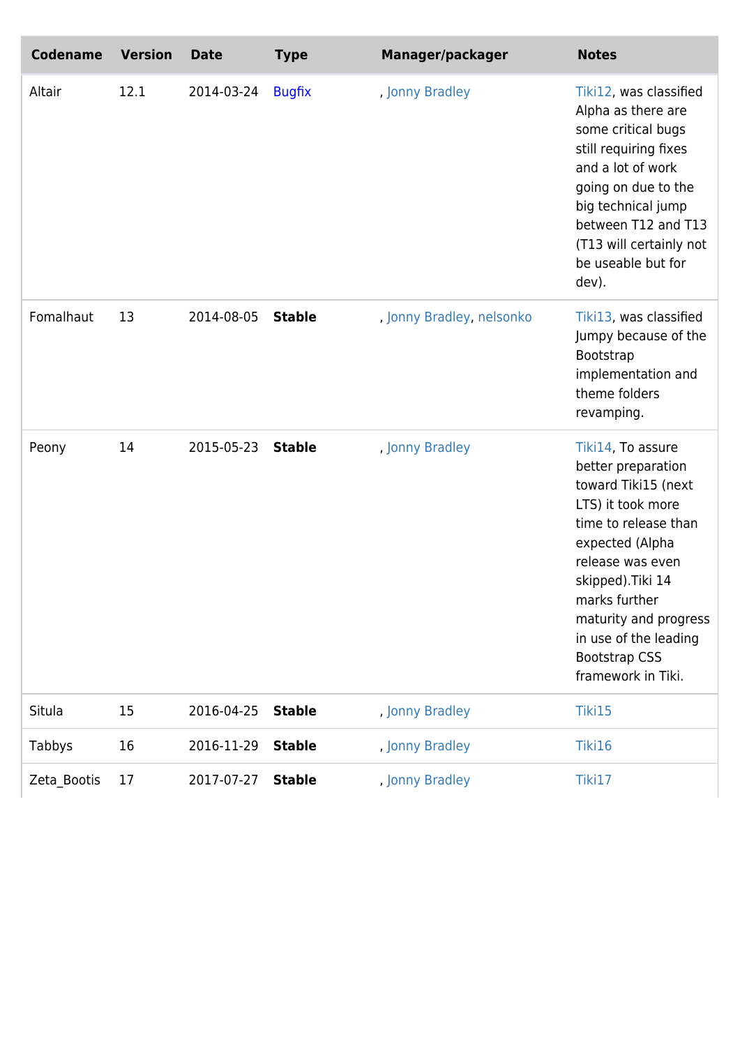| Codename | Version | Date | Type | Manager/packager | Notes |
| --- | --- | --- | --- | --- | --- |
| Altair | 12.1 | 2014-03-24 | Bugfix | , Jonny Bradley | Tiki12, was classified Alpha as there are some critical bugs still requiring fixes and a lot of work going on due to the big technical jump between T12 and T13 (T13 will certainly not be useable but for dev). |
| Fomalhaut | 13 | 2014-08-05 | **Stable** | , Jonny Bradley, nelsonko | Tiki13, was classified Jumpy because of the Bootstrap implementation and theme folders revamping. |
| Peony | 14 | 2015-05-23 | **Stable** | , Jonny Bradley | Tiki14, To assure better preparation toward Tiki15 (next LTS) it took more time to release than expected (Alpha release was even skipped).Tiki 14 marks further maturity and progress in use of the leading Bootstrap CSS framework in Tiki. |
| Situla | 15 | 2016-04-25 | **Stable** | , Jonny Bradley | Tiki15 |
| Tabbys | 16 | 2016-11-29 | **Stable** | , Jonny Bradley | Tiki16 |
| Zeta_Bootis | 17 | 2017-07-27 | **Stable** | , Jonny Bradley | Tiki17 |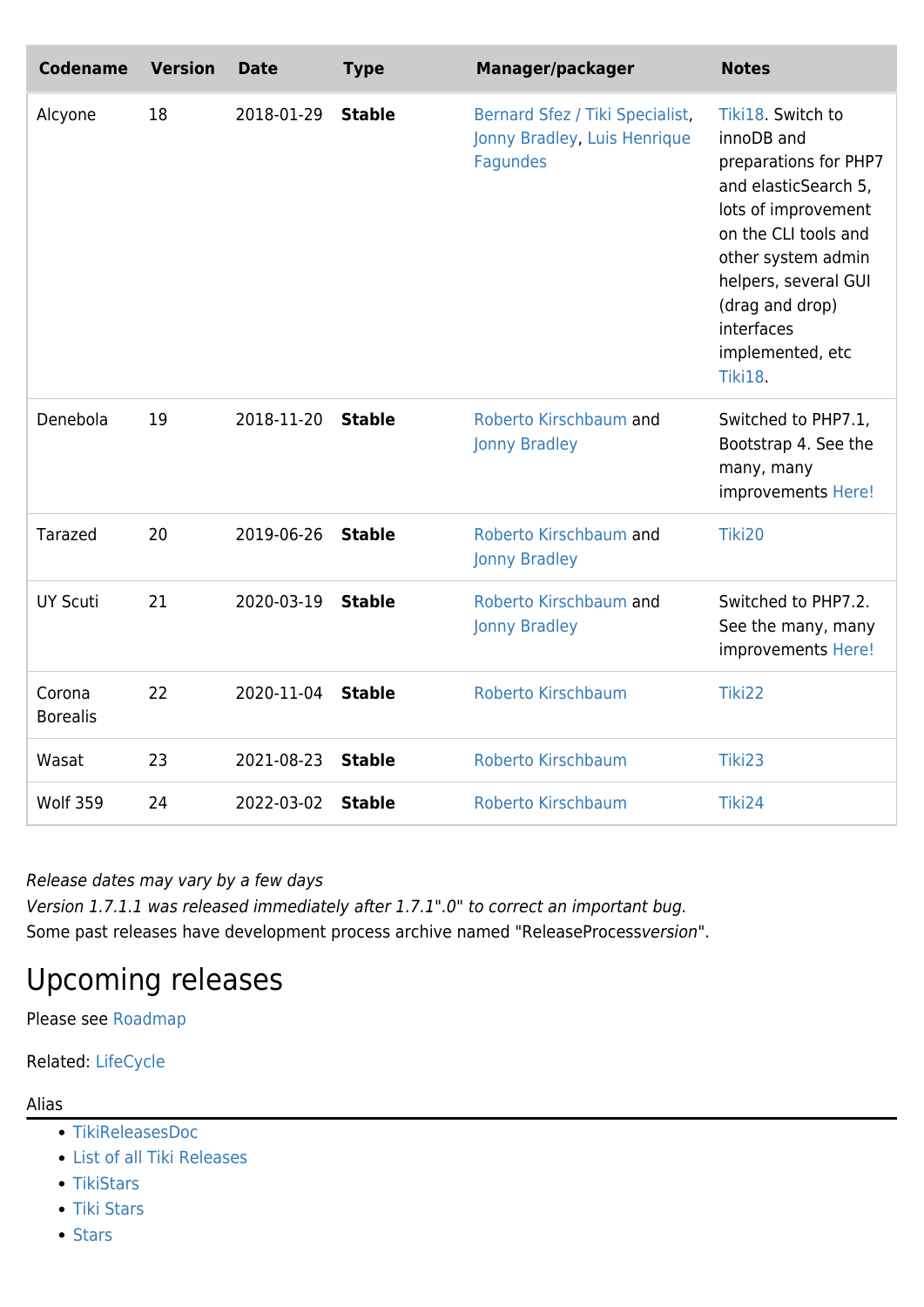| Codename | Version | Date | Type | Manager/packager | Notes |
|---|---|---|---|---|---|
| Alcyone | 18 | 2018-01-29 | **Stable** | Bernard Sfez / Tiki Specialist, Jonny Bradley, Luis Henrique Fagundes | Tiki18. Switch to innoDB and preparations for PHP7 and elasticSearch 5, lots of improvement on the CLI tools and other system admin helpers, several GUI (drag and drop) interfaces implemented, etc Tiki18. |
| Denebola | 19 | 2018-11-20 | **Stable** | Roberto Kirschbaum and Jonny Bradley | Switched to PHP7.1, Bootstrap 4. See the many, many improvements Here! |
| Tarazed | 20 | 2019-06-26 | **Stable** | Roberto Kirschbaum and Jonny Bradley | Tiki20 |
| UY Scuti | 21 | 2020-03-19 | **Stable** | Roberto Kirschbaum and Jonny Bradley | Switched to PHP7.2. See the many, many improvements Here! |
| Corona Borealis | 22 | 2020-11-04 | **Stable** | Roberto Kirschbaum | Tiki22 |
| Wasat | 23 | 2021-08-23 | **Stable** | Roberto Kirschbaum | Tiki23 |
| Wolf 359 | 24 | 2022-03-02 | **Stable** | Roberto Kirschbaum | Tiki24 |

*Release dates may vary by a few days*
*Version 1.7.1.1 was released immediately after 1.7.1".0" to correct an important bug.*
Some past releases have development process archive named "ReleaseProcess*version*".

# Upcoming releases

Please see Roadmap

Related: LifeCycle

Alias

- TikiReleasesDoc
- List of all Tiki Releases
- TikiStars
- Tiki Stars
- Stars